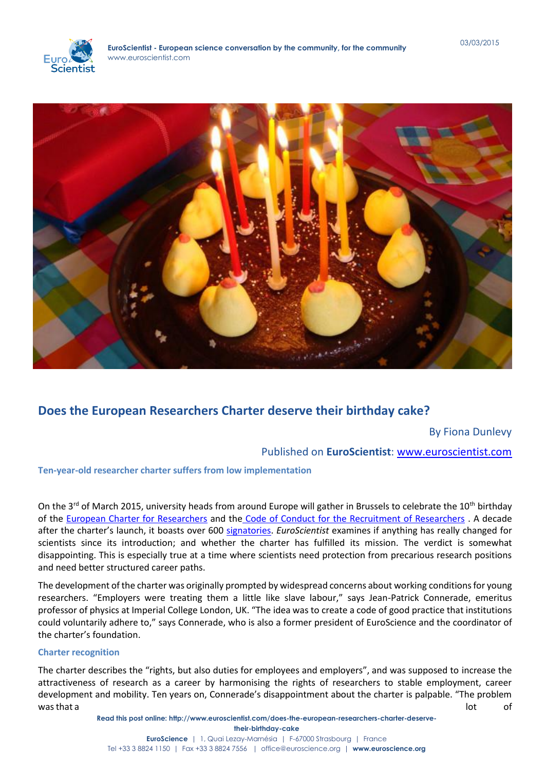## Does the European Researchers Charter deserve their birthday cake?

By Fiona Dunlevy

Published on **EuroScientist**: www.euroscientist.com

### Ten-year-old researcher charter suffers from low implementation

On the 3rd of March 2015, university heads from around Europe will gather in Brussels to celebrate the 10th birthday of the European Charter for Researchers and the Code of Conduct for the Recruitment of Researchers . A decade after the charter's launch, it boasts over 600 signatories. *EuroScientist* examines if anything has really changed for scientists since its introduction; and whether the charter has fulfilled its mission. The verdict is somewhat disappointing. This is especially true at a time where scientists need protection from precarious research positions and need better structured career paths.

The development of the charter was originally prompted by widespread concerns about working conditions for young researchers. "Employers were treating them a little like slave labour," says Jean-Patrick Connerade, emeritus professor of physics at Imperial College London, UK. "The idea was to create a code of good practice that institutions could voluntarily adhere to," says Connerade, who is also a former president of EuroScience and the coordinator of the charter's foundation.

### Charter recognition

The charter describes the "rights, but also duties for employees and employers", and was supposed to increase the attractiveness of research as a career by harmonising the rights of researchers to stable employment, career development and mobility. Ten years on, Connerade's disappointment about the charter is palpable. "The problem was that a lot of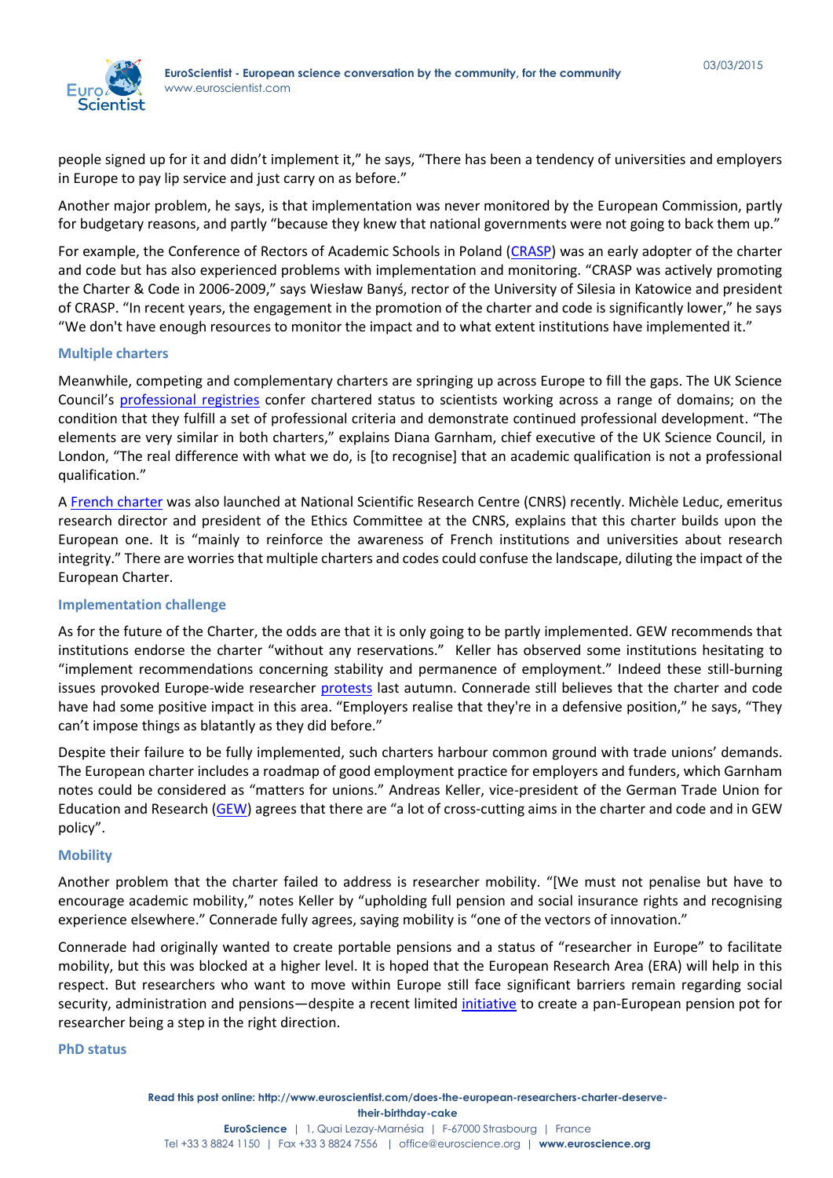people signed up for it and didn't implement it," he says, "There has been a tendency of universities and employers in Europe to pay lip service and just carry on as before."

Another major problem, he says, is that implementation was never monitored by the European Commission, partly for budgetary reasons, and partly "because they knew that national governments were not going to back them up."

For example, the Conference of Rectors of Academic Schools in Poland (CRASP) was an early adopter of the charter and code but has also experienced problems with implementation and monitoring. "CRASP was actively promoting the Charter & Code in 2006-2009," says Wiesław Banyś, rector of the University of Silesia in Katowice and president of CRASP. "In recent years, the engagement in the promotion of the charter and code is significantly lower," he says "We don't have enough resources to monitor the impact and to what extent institutions have implemented it."

### Multiple charters

Meanwhile, competing and complementary charters are springing up across Europe to fill the gaps. The UK Science Council's professional registries confer chartered status to scientists working across a range of domains; on the condition that they fulfill a set of professional criteria and demonstrate continued professional development. "The elements are very similar in both charters," explains Diana Garnham, chief executive of the UK Science Council, in London, "The real difference with what we do, is [to recognise] that an academic qualification is not a professional qualification."

A French charter was also launched at National Scientific Research Centre (CNRS) recently. Michèle Leduc, emeritus research director and president of the Ethics Committee at the CNRS, explains that this charter builds upon the European one. It is "mainly to reinforce the awareness of French institutions and universities about research integrity." There are worries that multiple charters and codes could confuse the landscape, diluting the impact of the European Charter.

### Implementation challenge

As for the future of the Charter, the odds are that it is only going to be partly implemented. GEW recommends that institutions endorse the charter "without any reservations." Keller has observed some institutions hesitating to "implement recommendations concerning stability and permanence of employment." Indeed these still-burning issues provoked Europe-wide researcher protests last autumn. Connerade still believes that the charter and code have had some positive impact in this area. "Employers realise that they're in a defensive position," he says, "They can't impose things as blatantly as they did before."

Despite their failure to be fully implemented, such charters harbour common ground with trade unions' demands. The European charter includes a roadmap of good employment practice for employers and funders, which Garnham notes could be considered as "matters for unions." Andreas Keller, vice-president of the German Trade Union for Education and Research (GEW) agrees that there are "a lot of cross-cutting aims in the charter and code and in GEW policy".

### Mobility

Another problem that the charter failed to address is researcher mobility. "[We must not penalise but have to encourage academic mobility," notes Keller by "upholding full pension and social insurance rights and recognising experience elsewhere." Connerade fully agrees, saying mobility is "one of the vectors of innovation."

Connerade had originally wanted to create portable pensions and a status of "researcher in Europe" to facilitate mobility, but this was blocked at a higher level. It is hoped that the European Research Area (ERA) will help in this respect. But researchers who want to move within Europe still face significant barriers remain regarding social security, administration and pensions—despite a recent limited initiative to create a pan-European pension pot for researcher being a step in the right direction.

### PhD status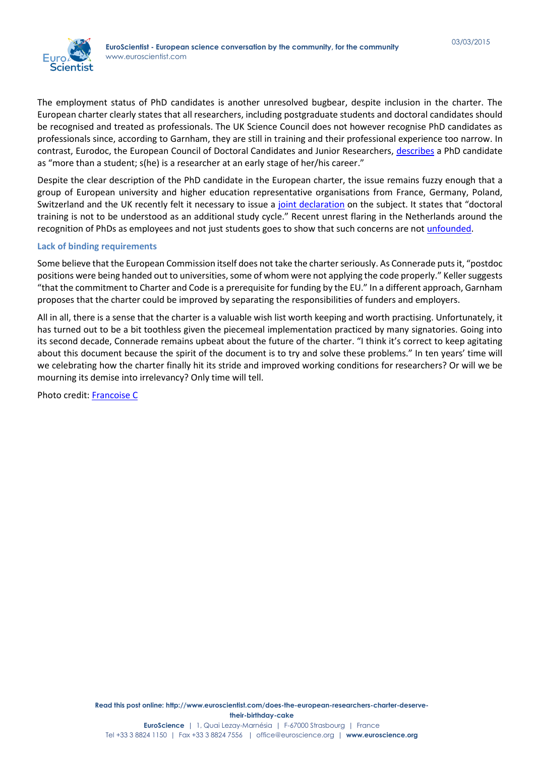The employment status of PhD candidates is another unresolved bugbear, despite inclusion in the charter. The European charter clearly states that all researchers, including postgraduate students and doctoral candidates should be recognised and treated as professionals. The UK Science Council does not however recognise PhD candidates as professionals since, according to Garnham, they are still in training and their professional experience too narrow. In contrast, Eurodoc, the European Council of Doctoral Candidates and Junior Researchers, describes a PhD candidate as "more than a student; s(he) is a researcher at an early stage of her/his career."

Despite the clear description of the PhD candidate in the European charter, the issue remains fuzzy enough that a group of European university and higher education representative organisations from France, Germany, Poland, Switzerland and the UK recently felt it necessary to issue a joint declaration on the subject. It states that "doctoral training is not to be understood as an additional study cycle." Recent unrest flaring in the Netherlands around the recognition of PhDs as employees and not just students goes to show that such concerns are not unfounded.

### Lack of binding requirements

Some believe that the European Commission itself does not take the charter seriously. As Connerade puts it, "postdoc positions were being handed out to universities, some of whom were not applying the code properly." Keller suggests "that the commitment to Charter and Code is a prerequisite for funding by the EU." In a different approach, Garnham proposes that the charter could be improved by separating the responsibilities of funders and employers.

All in all, there is a sense that the charter is a valuable wish list worth keeping and worth practising. Unfortunately, it has turned out to be a bit toothless given the piecemeal implementation practiced by many signatories. Going into its second decade, Connerade remains upbeat about the future of the charter. "I think it's correct to keep agitating about this document because the spirit of the document is to try and solve these problems." In ten years' time will we celebrating how the charter finally hit its stride and improved working conditions for researchers? Or will we be mourning its demise into irrelevancy? Only time will tell.

Photo credit: Francoise C